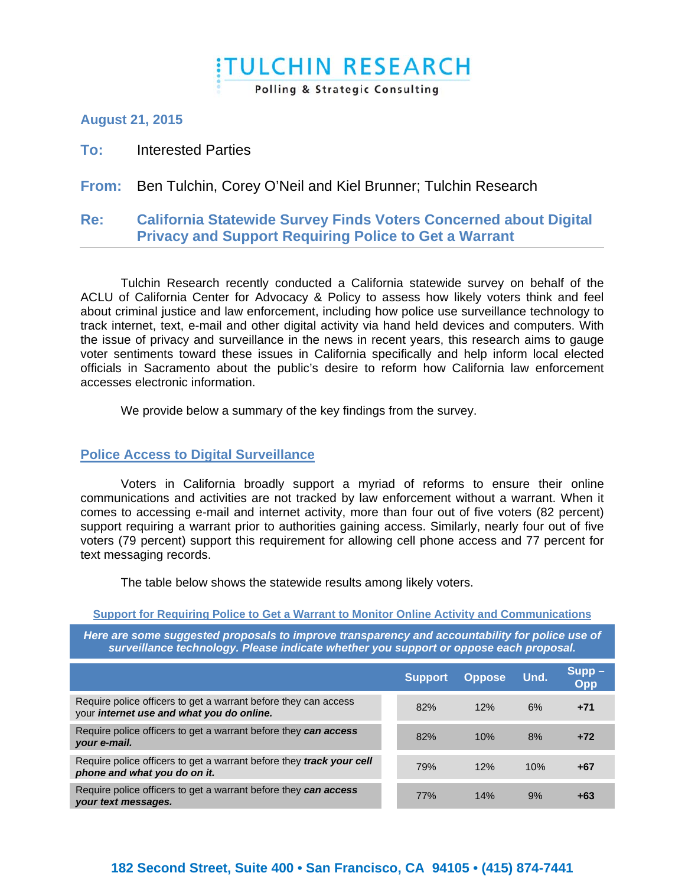# TULCHIN RESEARCH

Polling & Strategic Consulting

**August 21, 2015**

**To:** Interested Parties

**From:** Ben Tulchin, Corey O'Neil and Kiel Brunner; Tulchin Research

**Re:** **California Statewide Survey Finds Voters Concerned about Digital Privacy and Support Requiring Police to Get a Warrant**

---

Tulchin Research recently conducted a California statewide survey on behalf of the ACLU of California Center for Advocacy & Policy to assess how likely voters think and feel about criminal justice and law enforcement, including how police use surveillance technology to track internet, text, e-mail and other digital activity via hand held devices and computers. With the issue of privacy and surveillance in the news in recent years, this research aims to gauge voter sentiments toward these issues in California specifically and help inform local elected officials in Sacramento about the public's desire to reform how California law enforcement accesses electronic information.

We provide below a summary of the key findings from the survey.

## Police Access to Digital Surveillance

Voters in California broadly support a myriad of reforms to ensure their online communications and activities are not tracked by law enforcement without a warrant. When it comes to accessing e-mail and internet activity, more than four out of five voters (82 percent) support requiring a warrant prior to authorities gaining access. Similarly, nearly four out of five voters (79 percent) support this requirement for allowing cell phone access and 77 percent for text messaging records.

The table below shows the statewide results among likely voters.

**Support for Requiring Police to Get a Warrant to Monitor Online Activity and Communications**

***Here are some suggested proposals to improve transparency and accountability for police use of surveillance technology. Please indicate whether you support or oppose each proposal.***

| | Support | Oppose | Und. | Supp – Opp |
|---|---|---|---|---|
| Require police officers to get a warrant before they can access your ***internet use and what you do online.*** | 82% | 12% | 6% | **+71** |
| Require police officers to get a warrant before they ***can access your e-mail.*** | 82% | 10% | 8% | **+72** |
| Require police officers to get a warrant before they ***track your cell phone and what you do on it.*** | 79% | 12% | 10% | **+67** |
| Require police officers to get a warrant before they ***can access your text messages.*** | 77% | 14% | 9% | **+63** |

**182 Second Street, Suite 400 • San Francisco, CA 94105 • (415) 874-7441**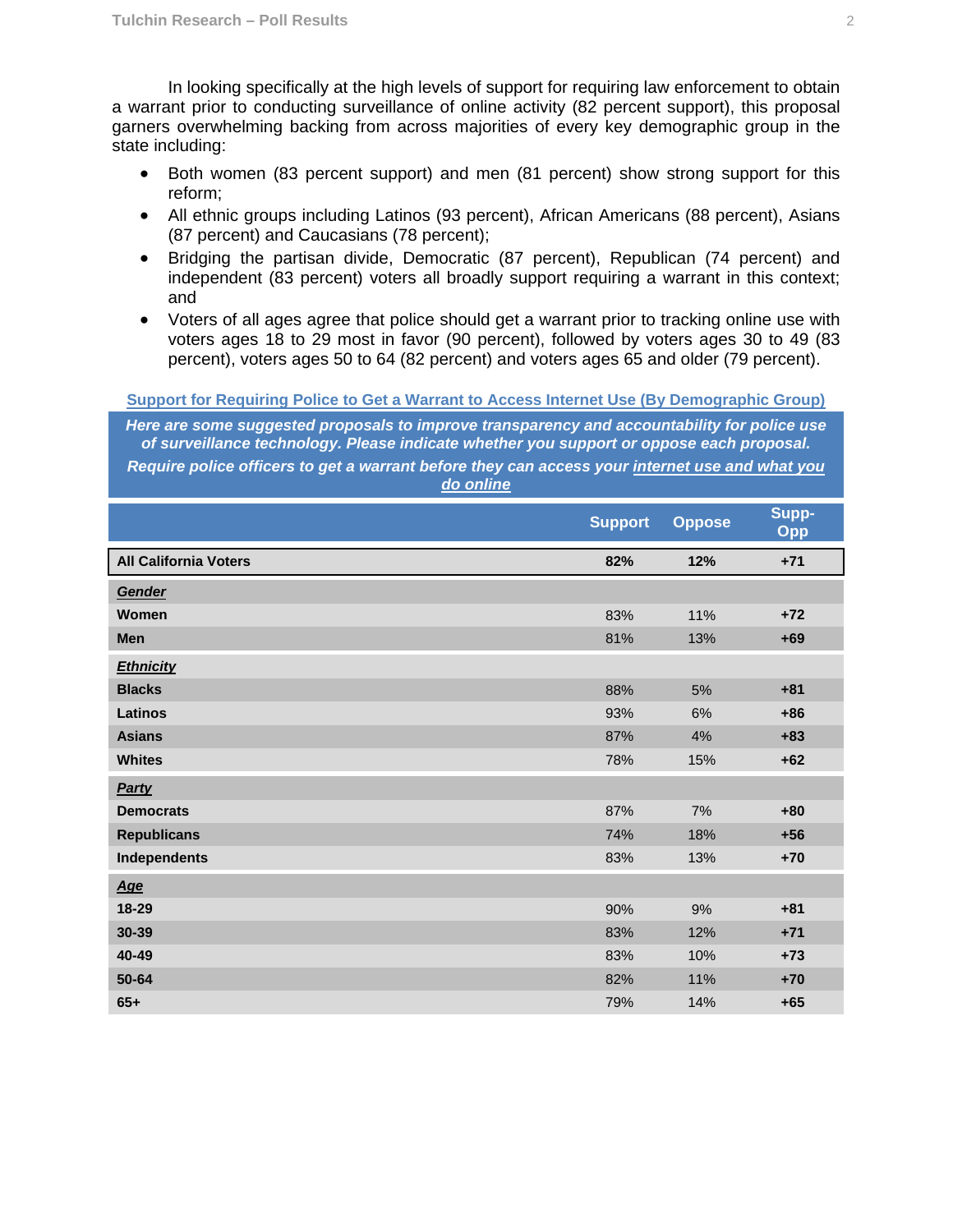In looking specifically at the high levels of support for requiring law enforcement to obtain a warrant prior to conducting surveillance of online activity (82 percent support), this proposal garners overwhelming backing from across majorities of every key demographic group in the state including:

- Both women (83 percent support) and men (81 percent) show strong support for this reform;
- All ethnic groups including Latinos (93 percent), African Americans (88 percent), Asians (87 percent) and Caucasians (78 percent);
- Bridging the partisan divide, Democratic (87 percent), Republican (74 percent) and independent (83 percent) voters all broadly support requiring a warrant in this context; and
- Voters of all ages agree that police should get a warrant prior to tracking online use with voters ages 18 to 29 most in favor (90 percent), followed by voters ages 30 to 49 (83 percent), voters ages 50 to 64 (82 percent) and voters ages 65 and older (79 percent).

**Support for Requiring Police to Get a Warrant to Access Internet Use (By Demographic Group)**

***Here are some suggested proposals to improve transparency and accountability for police use of surveillance technology. Please indicate whether you support or oppose each proposal.***

***Require police officers to get a warrant before they can access your internet use and what you do online***

| | Support | Oppose | Supp-Opp |
|---|---|---|---|
| **All California Voters** | **82%** | **12%** | **+71** |
| ***Gender*** | | | |
| **Women** | 83% | 11% | **+72** |
| **Men** | 81% | 13% | **+69** |
| ***Ethnicity*** | | | |
| **Blacks** | 88% | 5% | **+81** |
| **Latinos** | 93% | 6% | **+86** |
| **Asians** | 87% | 4% | **+83** |
| **Whites** | 78% | 15% | **+62** |
| ***Party*** | | | |
| **Democrats** | 87% | 7% | **+80** |
| **Republicans** | 74% | 18% | **+56** |
| **Independents** | 83% | 13% | **+70** |
| ***Age*** | | | |
| **18-29** | 90% | 9% | **+81** |
| **30-39** | 83% | 12% | **+71** |
| **40-49** | 83% | 10% | **+73** |
| **50-64** | 82% | 11% | **+70** |
| **65+** | 79% | 14% | **+65** |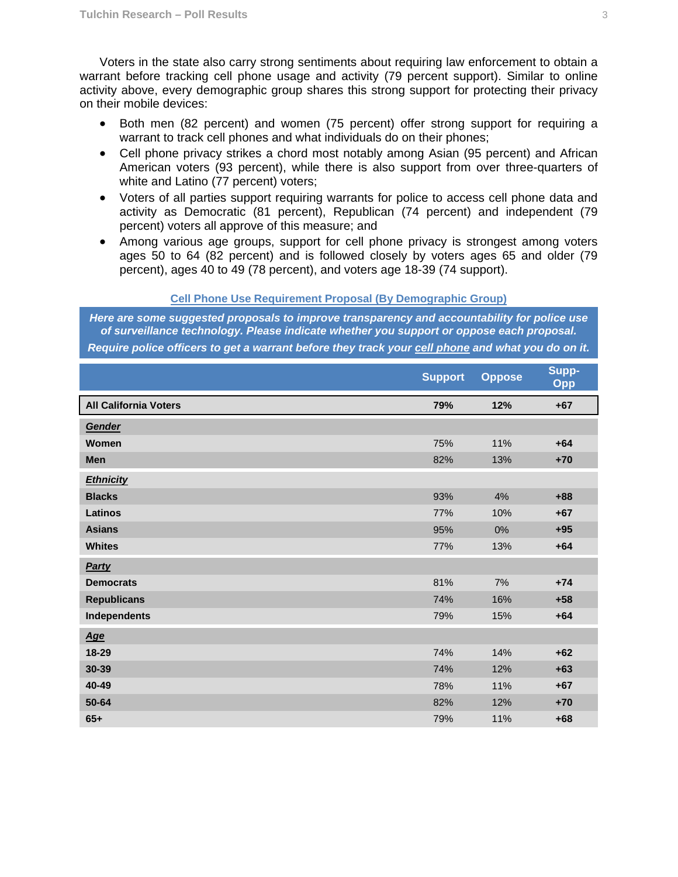Voters in the state also carry strong sentiments about requiring law enforcement to obtain a warrant before tracking cell phone usage and activity (79 percent support). Similar to online activity above, every demographic group shares this strong support for protecting their privacy on their mobile devices:

- Both men (82 percent) and women (75 percent) offer strong support for requiring a warrant to track cell phones and what individuals do on their phones;
- Cell phone privacy strikes a chord most notably among Asian (95 percent) and African American voters (93 percent), while there is also support from over three-quarters of white and Latino (77 percent) voters;
- Voters of all parties support requiring warrants for police to access cell phone data and activity as Democratic (81 percent), Republican (74 percent) and independent (79 percent) voters all approve of this measure; and
- Among various age groups, support for cell phone privacy is strongest among voters ages 50 to 64 (82 percent) and is followed closely by voters ages 65 and older (79 percent), ages 40 to 49 (78 percent), and voters age 18-39 (74 support).

**Cell Phone Use Requirement Proposal (By Demographic Group)**

***Here are some suggested proposals to improve transparency and accountability for police use of surveillance technology. Please indicate whether you support or oppose each proposal.***

***Require police officers to get a warrant before they track your cell phone and what you do on it.***

| | Support | Oppose | Supp-Opp |
|---|---|---|---|
| **All California Voters** | **79%** | **12%** | **+67** |
| ***Gender*** | | | |
| **Women** | 75% | 11% | **+64** |
| **Men** | 82% | 13% | **+70** |
| ***Ethnicity*** | | | |
| **Blacks** | 93% | 4% | **+88** |
| **Latinos** | 77% | 10% | **+67** |
| **Asians** | 95% | 0% | **+95** |
| **Whites** | 77% | 13% | **+64** |
| ***Party*** | | | |
| **Democrats** | 81% | 7% | **+74** |
| **Republicans** | 74% | 16% | **+58** |
| **Independents** | 79% | 15% | **+64** |
| ***Age*** | | | |
| **18-29** | 74% | 14% | **+62** |
| **30-39** | 74% | 12% | **+63** |
| **40-49** | 78% | 11% | **+67** |
| **50-64** | 82% | 12% | **+70** |
| **65+** | 79% | 11% | **+68** |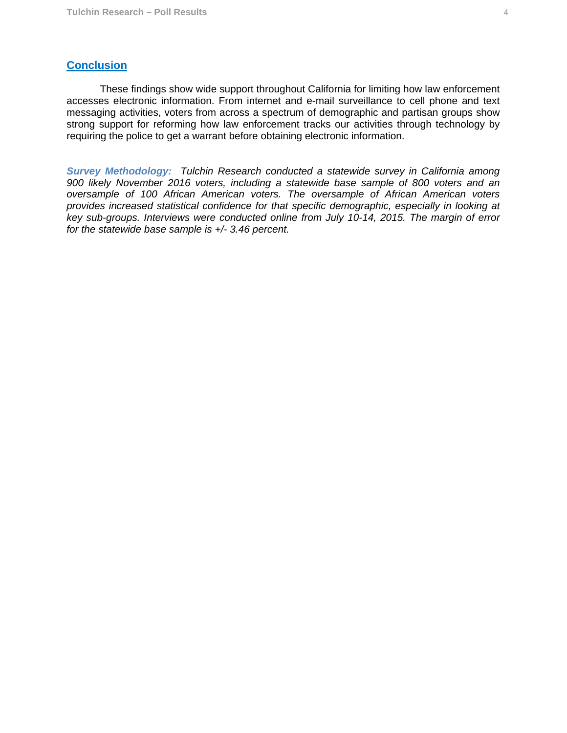## Conclusion

These findings show wide support throughout California for limiting how law enforcement accesses electronic information. From internet and e-mail surveillance to cell phone and text messaging activities, voters from across a spectrum of demographic and partisan groups show strong support for reforming how law enforcement tracks our activities through technology by requiring the police to get a warrant before obtaining electronic information.

***Survey Methodology:*** *Tulchin Research conducted a statewide survey in California among 900 likely November 2016 voters, including a statewide base sample of 800 voters and an oversample of 100 African American voters. The oversample of African American voters provides increased statistical confidence for that specific demographic, especially in looking at key sub-groups. Interviews were conducted online from July 10-14, 2015. The margin of error for the statewide base sample is +/- 3.46 percent.*